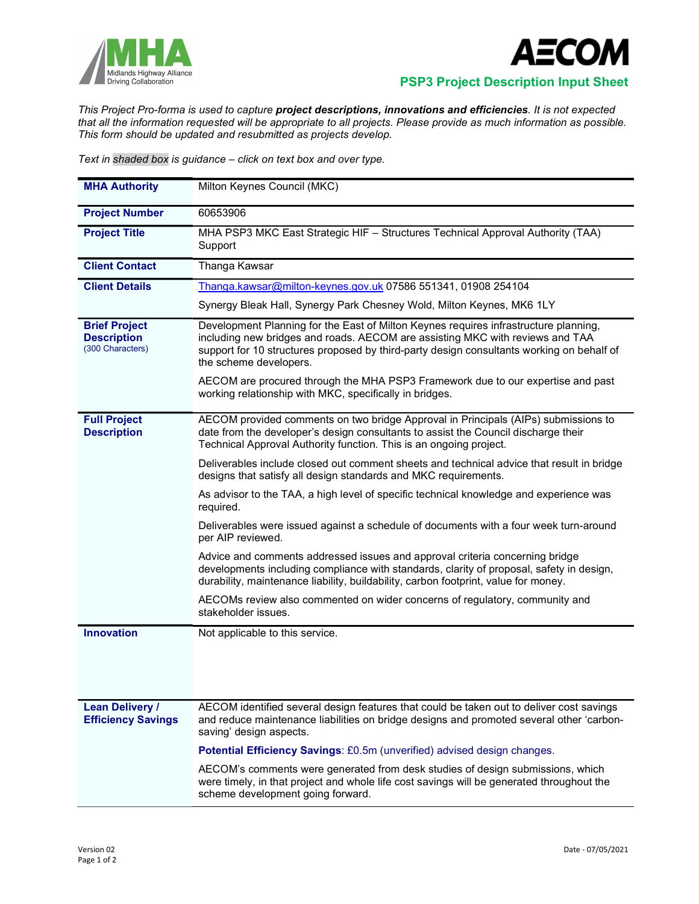# PSP3 Project Description Input Sheet

*This Project Pro-forma is used to capture **project descriptions, innovations and efficiencies**. It is not expected that all the information requested will be appropriate to all projects. Please provide as much information as possible. This form should be updated and resubmitted as projects develop.*

*Text in shaded box is guidance – click on text box and over type.*

| | |
|---|---|
| **MHA Authority** | Milton Keynes Council (MKC) |
| **Project Number** | 60653906 |
| **Project Title** | MHA PSP3 MKC East Strategic HIF – Structures Technical Approval Authority (TAA) Support |
| **Client Contact** | Thanga Kawsar |
| **Client Details** | Thanga.kawsar@milton-keynes.gov.uk 07586 551341, 01908 254104<br><br>Synergy Bleak Hall, Synergy Park Chesney Wold, Milton Keynes, MK6 1LY |
| **Brief Project Description** (300 Characters) | Development Planning for the East of Milton Keynes requires infrastructure planning, including new bridges and roads. AECOM are assisting MKC with reviews and TAA support for 10 structures proposed by third-party design consultants working on behalf of the scheme developers.<br><br>AECOM are procured through the MHA PSP3 Framework due to our expertise and past working relationship with MKC, specifically in bridges. |
| **Full Project Description** | AECOM provided comments on two bridge Approval in Principals (AIPs) submissions to date from the developer's design consultants to assist the Council discharge their Technical Approval Authority function. This is an ongoing project.<br><br>Deliverables include closed out comment sheets and technical advice that result in bridge designs that satisfy all design standards and MKC requirements.<br><br>As advisor to the TAA, a high level of specific technical knowledge and experience was required.<br><br>Deliverables were issued against a schedule of documents with a four week turn-around per AIP reviewed.<br><br>Advice and comments addressed issues and approval criteria concerning bridge developments including compliance with standards, clarity of proposal, safety in design, durability, maintenance liability, buildability, carbon footprint, value for money.<br><br>AECOMs review also commented on wider concerns of regulatory, community and stakeholder issues. |
| **Innovation** | Not applicable to this service. |
| **Lean Delivery / Efficiency Savings** | AECOM identified several design features that could be taken out to deliver cost savings and reduce maintenance liabilities on bridge designs and promoted several other 'carbon-saving' design aspects.<br><br>**Potential Efficiency Savings**: £0.5m (unverified) advised design changes.<br><br>AECOM's comments were generated from desk studies of design submissions, which were timely, in that project and whole life cost savings will be generated throughout the scheme development going forward. |

Version 02 | Date - 07/05/2021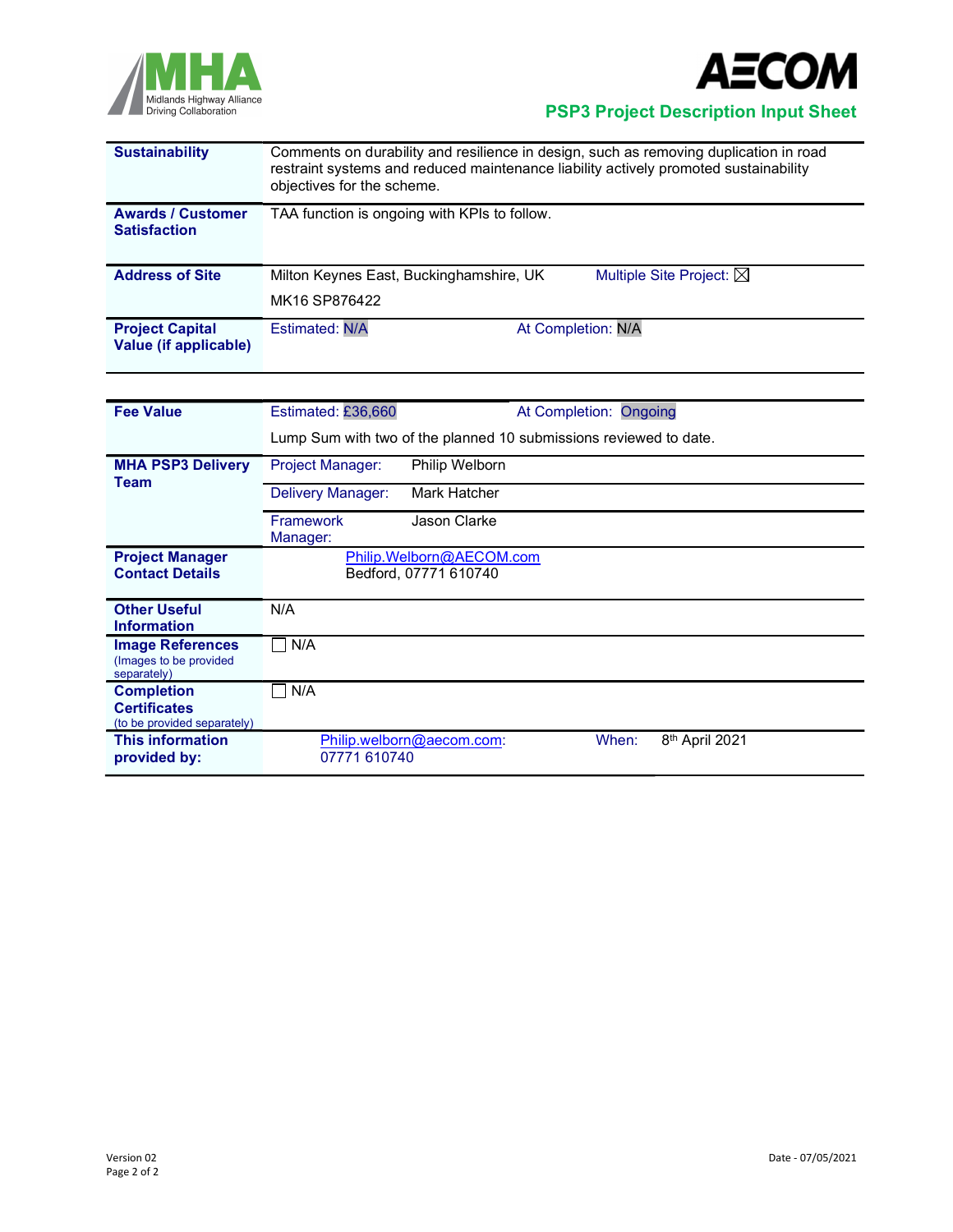**PSP3 Project Description Input Sheet**

| | |
|---|---|
| **Sustainability** | Comments on durability and resilience in design, such as removing duplication in road restraint systems and reduced maintenance liability actively promoted sustainability objectives for the scheme. |
| **Awards / Customer Satisfaction** | TAA function is ongoing with KPIs to follow. |
| **Address of Site** | Milton Keynes East, Buckinghamshire, UK MK16 SP876422 — Multiple Site Project: ☒ |
| **Project Capital Value (if applicable)** | Estimated: N/A — At Completion: N/A |

| | |
|---|---|
| **Fee Value** | Estimated: £36,660 — At Completion: Ongoing<br>Lump Sum with two of the planned 10 submissions reviewed to date. |
| **MHA PSP3 Delivery Team** | Project Manager: Philip Welborn<br>Delivery Manager: Mark Hatcher<br>Framework Manager: Jason Clarke |
| **Project Manager Contact Details** | Philip.Welborn@AECOM.com<br>Bedford, 07771 610740 |
| **Other Useful Information** | N/A |
| **Image References** (Images to be provided separately) | ☐ N/A |
| **Completion Certificates** (to be provided separately) | ☐ N/A |
| **This information provided by:** | Philip.welborn@aecom.com: 07771 610740 — When: 8th April 2021 |

Version 02

Date - 07/05/2021